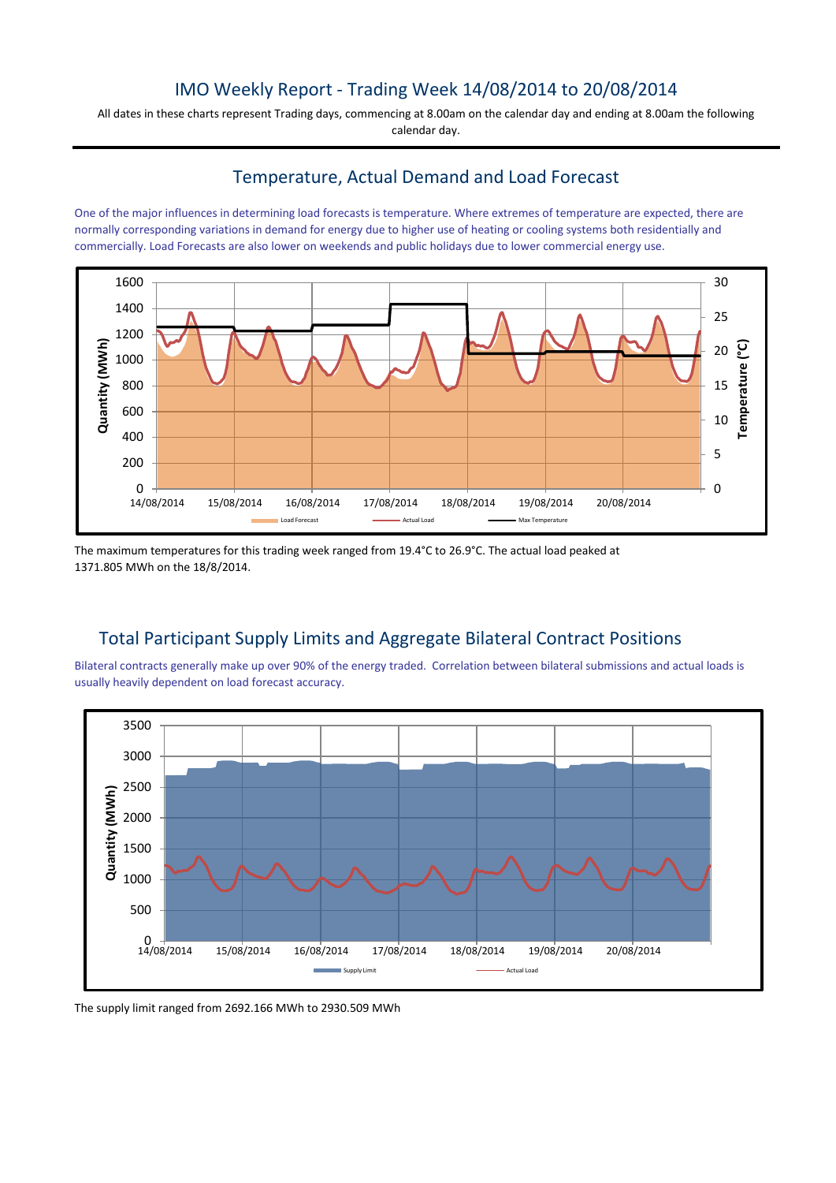# IMO Weekly Report - Trading Week 14/08/2014 to 20/08/2014

All dates in these charts represent Trading days, commencing at 8.00am on the calendar day and ending at 8.00am the following calendar day.

## Temperature, Actual Demand and Load Forecast

One of the major influences in determining load forecasts is temperature. Where extremes of temperature are expected, there are normally corresponding variations in demand for energy due to higher use of heating or cooling systems both residentially and commercially. Load Forecasts are also lower on weekends and public holidays due to lower commercial energy use.

The maximum temperatures for this trading week ranged from 19.4°C to 26.9°C. The actual load peaked at 1371.805 MWh on the 18/8/2014.

## Total Participant Supply Limits and Aggregate Bilateral Contract Positions

Bilateral contracts generally make up over 90% of the energy traded. Correlation between bilateral submissions and actual loads is usually heavily dependent on load forecast accuracy.

The supply limit ranged from 2692.166 MWh to 2930.509 MWh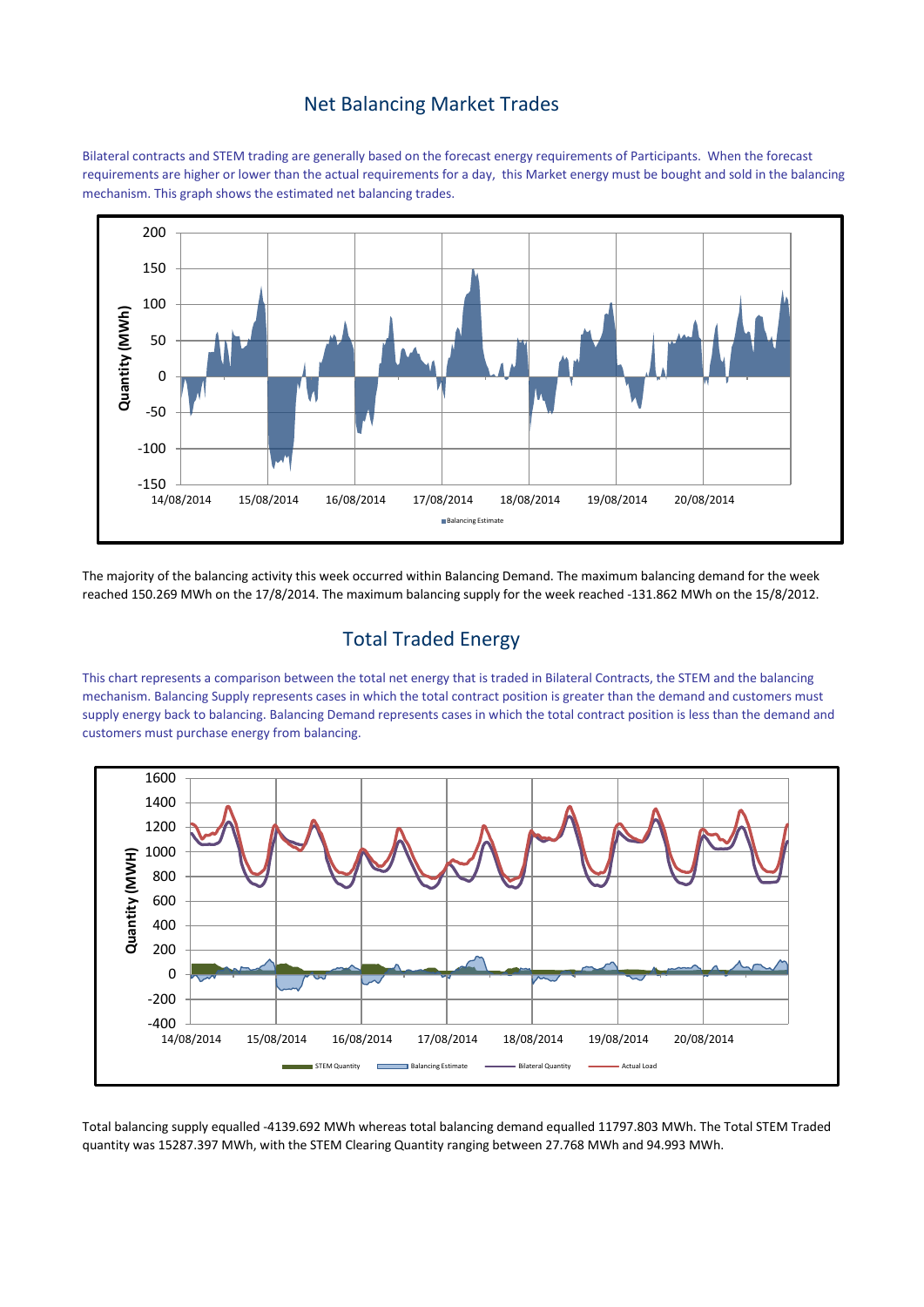## Net Balancing Market Trades

Bilateral contracts and STEM trading are generally based on the forecast energy requirements of Participants. When the forecast requirements are higher or lower than the actual requirements for a day, this Market energy must be bought and sold in the balancing mechanism. This graph shows the estimated net balancing trades.

The majority of the balancing activity this week occurred within Balancing Demand. The maximum balancing demand for the week reached 150.269 MWh on the 17/8/2014. The maximum balancing supply for the week reached -131.862 MWh on the 15/8/2012.

## Total Traded Energy

This chart represents a comparison between the total net energy that is traded in Bilateral Contracts, the STEM and the balancing mechanism. Balancing Supply represents cases in which the total contract position is greater than the demand and customers must supply energy back to balancing. Balancing Demand represents cases in which the total contract position is less than the demand and customers must purchase energy from balancing.

Total balancing supply equalled -4139.692 MWh whereas total balancing demand equalled 11797.803 MWh. The Total STEM Traded quantity was 15287.397 MWh, with the STEM Clearing Quantity ranging between 27.768 MWh and 94.993 MWh.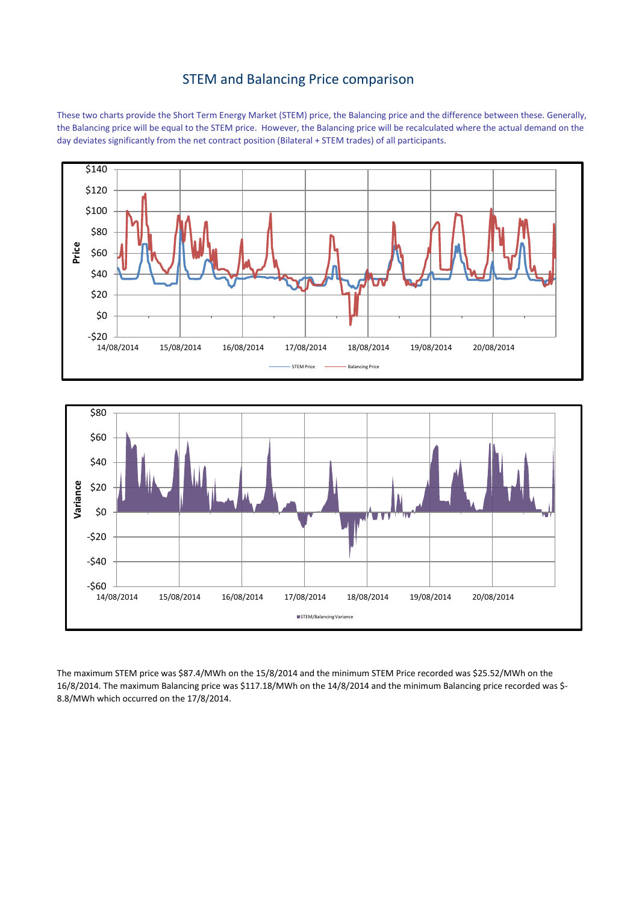# STEM and Balancing Price comparison

These two charts provide the Short Term Energy Market (STEM) price, the Balancing price and the difference between these. Generally, the Balancing price will be equal to the STEM price. However, the Balancing price will be recalculated where the actual demand on the day deviates significantly from the net contract position (Bilateral + STEM trades) of all participants.

Price

$140
$120
$100
$80
$60
$40
$20
$0
-$20

14/08/2014 15/08/2014 16/08/2014 17/08/2014 18/08/2014 19/08/2014 20/08/2014

STEM Price  Balancing Price

Variance

$80
$60
$40
$20
$0
-$20
-$40
-$60

14/08/2014 15/08/2014 16/08/2014 17/08/2014 18/08/2014 19/08/2014 20/08/2014

STEM/Balancing Variance

The maximum STEM price was $87.4/MWh on the 15/8/2014 and the minimum STEM Price recorded was $25.52/MWh on the 16/8/2014. The maximum Balancing price was $117.18/MWh on the 14/8/2014 and the minimum Balancing price recorded was $-8.8/MWh which occurred on the 17/8/2014.